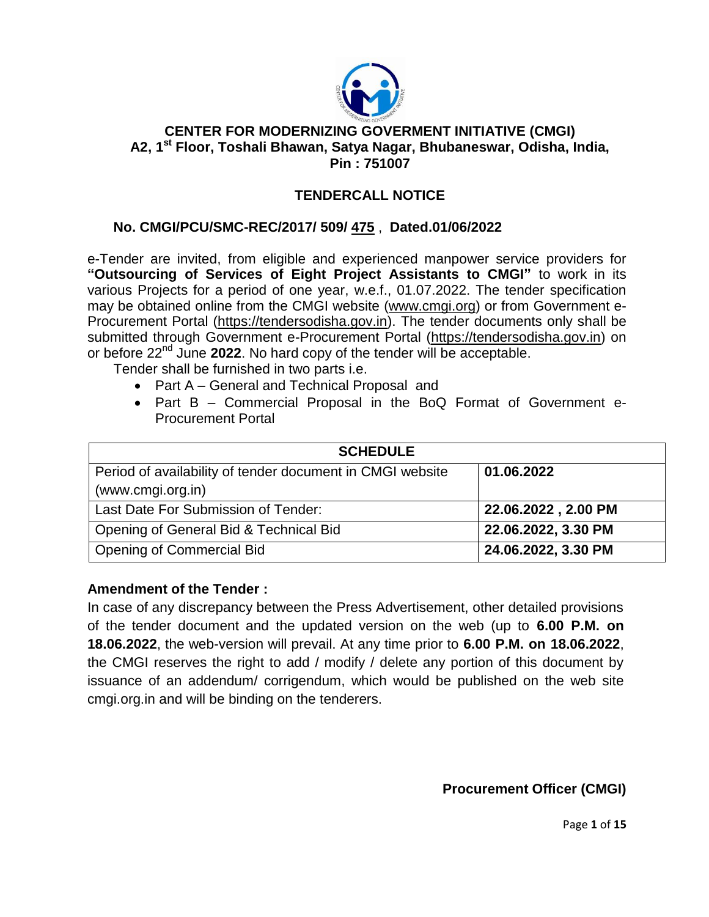## CENTER FOR MODERNIZING GOVERMENT INITIATIVE (CMGI)
## A2, 1st Floor, Toshali Bhawan, Satya Nagar, Bhubaneswar, Odisha, India, Pin : 751007

## TENDERCALL NOTICE

### No. CMGI/PCU/SMC-REC/2017/ 509/ 475 , Dated.01/06/2022

e-Tender are invited, from eligible and experienced manpower service providers for **"Outsourcing of Services of Eight Project Assistants to CMGI"** to work in its various Projects for a period of one year, w.e.f., 01.07.2022. The tender specification may be obtained online from the CMGI website (www.cmgi.org) or from Government e-Procurement Portal (https://tendersodisha.gov.in). The tender documents only shall be submitted through Government e-Procurement Portal (https://tendersodisha.gov.in) on or before 22nd June **2022**. No hard copy of the tender will be acceptable.

Tender shall be furnished in two parts i.e.

- Part A – General and Technical Proposal and
- Part B – Commercial Proposal in the BoQ Format of Government e-Procurement Portal

| SCHEDULE | |
|---|---|
| Period of availability of tender document in CMGI website (www.cmgi.org.in) | **01.06.2022** |
| Last Date For Submission of Tender: | **22.06.2022 , 2.00 PM** |
| Opening of General Bid & Technical Bid | **22.06.2022, 3.30 PM** |
| Opening of Commercial Bid | **24.06.2022, 3.30 PM** |

**Amendment of the Tender :**

In case of any discrepancy between the Press Advertisement, other detailed provisions of the tender document and the updated version on the web (up to **6.00 P.M. on 18.06.2022**, the web-version will prevail. At any time prior to **6.00 P.M. on 18.06.2022**, the CMGI reserves the right to add / modify / delete any portion of this document by issuance of an addendum/ corrigendum, which would be published on the web site cmgi.org.in and will be binding on the tenderers.

**Procurement Officer (CMGI)**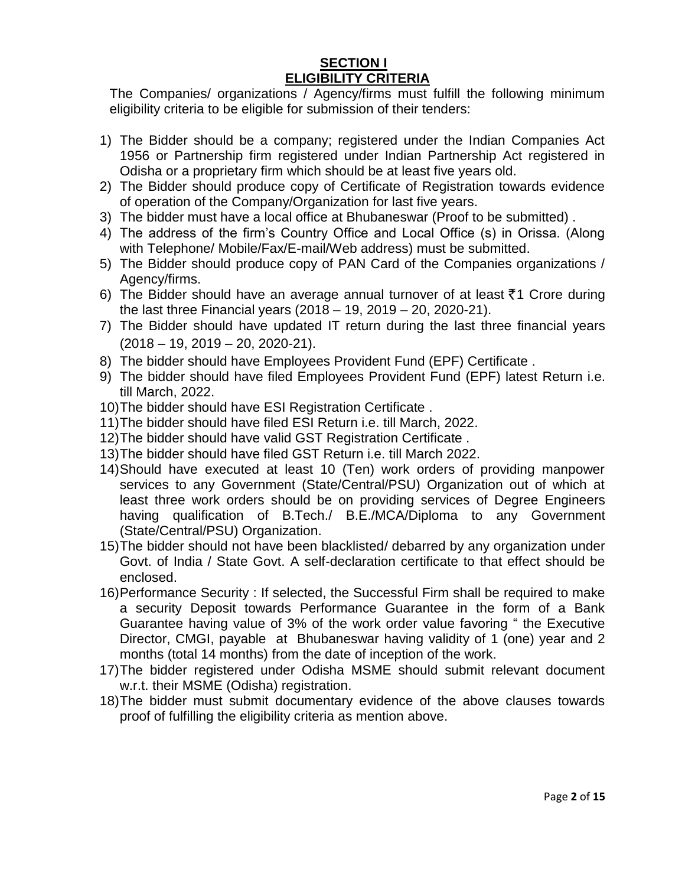# SECTION I
# ELIGIBILITY CRITERIA

The Companies/ organizations / Agency/firms must fulfill the following minimum eligibility criteria to be eligible for submission of their tenders:

1) The Bidder should be a company; registered under the Indian Companies Act 1956 or Partnership firm registered under Indian Partnership Act registered in Odisha or a proprietary firm which should be at least five years old.
2) The Bidder should produce copy of Certificate of Registration towards evidence of operation of the Company/Organization for last five years.
3) The bidder must have a local office at Bhubaneswar (Proof to be submitted) .
4) The address of the firm's Country Office and Local Office (s) in Orissa. (Along with Telephone/ Mobile/Fax/E-mail/Web address) must be submitted.
5) The Bidder should produce copy of PAN Card of the Companies organizations / Agency/firms.
6) The Bidder should have an average annual turnover of at least ₹1 Crore during the last three Financial years (2018 – 19, 2019 – 20, 2020-21).
7) The Bidder should have updated IT return during the last three financial years (2018 – 19, 2019 – 20, 2020-21).
8) The bidder should have Employees Provident Fund (EPF) Certificate .
9) The bidder should have filed Employees Provident Fund (EPF) latest Return i.e. till March, 2022.
10) The bidder should have ESI Registration Certificate .
11) The bidder should have filed ESI Return i.e. till March, 2022.
12) The bidder should have valid GST Registration Certificate .
13) The bidder should have filed GST Return i.e. till March 2022.
14) Should have executed at least 10 (Ten) work orders of providing manpower services to any Government (State/Central/PSU) Organization out of which at least three work orders should be on providing services of Degree Engineers having qualification of B.Tech./ B.E./MCA/Diploma to any Government (State/Central/PSU) Organization.
15) The bidder should not have been blacklisted/ debarred by any organization under Govt. of India / State Govt. A self-declaration certificate to that effect should be enclosed.
16) Performance Security : If selected, the Successful Firm shall be required to make a security Deposit towards Performance Guarantee in the form of a Bank Guarantee having value of 3% of the work order value favoring " the Executive Director, CMGI, payable at Bhubaneswar having validity of 1 (one) year and 2 months (total 14 months) from the date of inception of the work.
17) The bidder registered under Odisha MSME should submit relevant document w.r.t. their MSME (Odisha) registration.
18) The bidder must submit documentary evidence of the above clauses towards proof of fulfilling the eligibility criteria as mention above.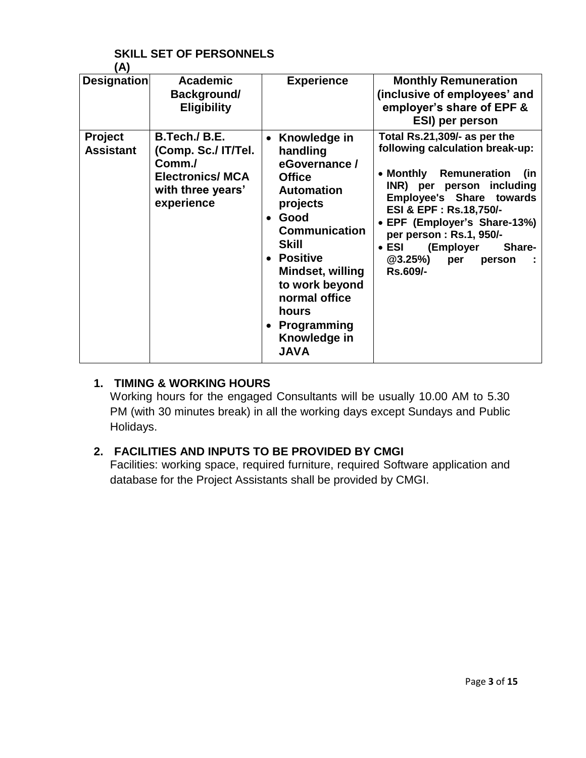**SKILL SET OF PERSONNELS**

**(A)**

| Designation | Academic Background/ Eligibility | Experience | Monthly Remuneration (inclusive of employees' and employer's share of EPF & ESI) per person |
|---|---|---|---|
| **Project Assistant** | **B.Tech./ B.E. (Comp. Sc./ IT/Tel. Comm./ Electronics/ MCA with three years' experience** | • **Knowledge in handling eGovernance / Office Automation projects**<br>• **Good Communication Skill**<br>• **Positive Mindset, willing to work beyond normal office hours**<br>• **Programming Knowledge in JAVA** | **Total Rs.21,309/- as per the following calculation break-up:**<br>• **Monthly Remuneration (in INR) per person including Employee's Share towards ESI & EPF : Rs.18,750/-**<br>• **EPF (Employer's Share-13%) per person : Rs.1, 950/-**<br>• **ESI (Employer Share-@3.25%) per person : Rs.609/-** |

## 1. TIMING & WORKING HOURS

Working hours for the engaged Consultants will be usually 10.00 AM to 5.30 PM (with 30 minutes break) in all the working days except Sundays and Public Holidays.

## 2. FACILITIES AND INPUTS TO BE PROVIDED BY CMGI

Facilities: working space, required furniture, required Software application and database for the Project Assistants shall be provided by CMGI.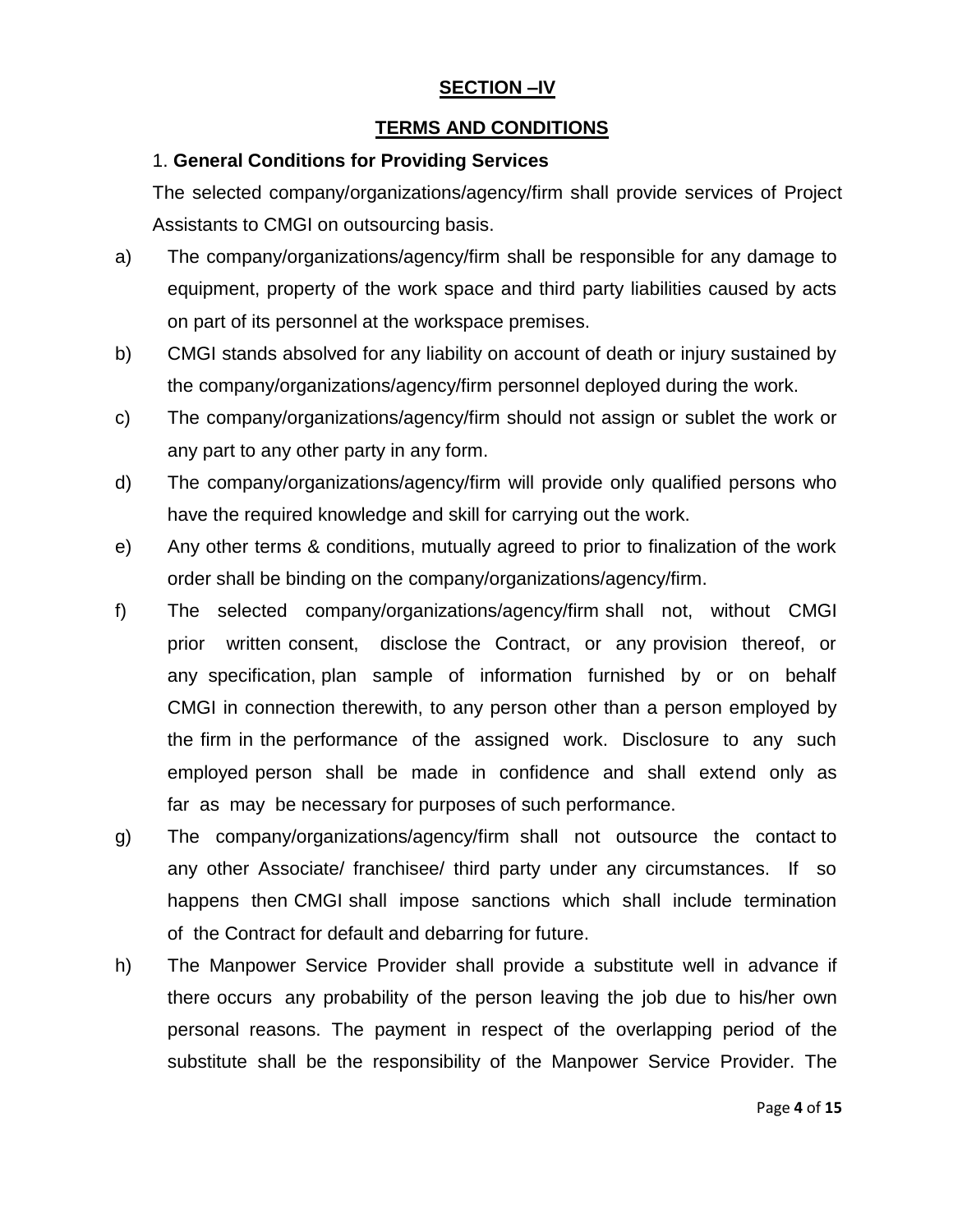## SECTION –IV

## TERMS AND CONDITIONS

1. **General Conditions for Providing Services**

The selected company/organizations/agency/firm shall provide services of Project Assistants to CMGI on outsourcing basis.

a) The company/organizations/agency/firm shall be responsible for any damage to equipment, property of the work space and third party liabilities caused by acts on part of its personnel at the workspace premises.

b) CMGI stands absolved for any liability on account of death or injury sustained by the company/organizations/agency/firm personnel deployed during the work.

c) The company/organizations/agency/firm should not assign or sublet the work or any part to any other party in any form.

d) The company/organizations/agency/firm will provide only qualified persons who have the required knowledge and skill for carrying out the work.

e) Any other terms & conditions, mutually agreed to prior to finalization of the work order shall be binding on the company/organizations/agency/firm.

f) The selected company/organizations/agency/firm shall not, without CMGI prior written consent, disclose the Contract, or any provision thereof, or any specification, plan sample of information furnished by or on behalf CMGI in connection therewith, to any person other than a person employed by the firm in the performance of the assigned work. Disclosure to any such employed person shall be made in confidence and shall extend only as far as may be necessary for purposes of such performance.

g) The company/organizations/agency/firm shall not outsource the contact to any other Associate/ franchisee/ third party under any circumstances. If so happens then CMGI shall impose sanctions which shall include termination of the Contract for default and debarring for future.

h) The Manpower Service Provider shall provide a substitute well in advance if there occurs any probability of the person leaving the job due to his/her own personal reasons. The payment in respect of the overlapping period of the substitute shall be the responsibility of the Manpower Service Provider. The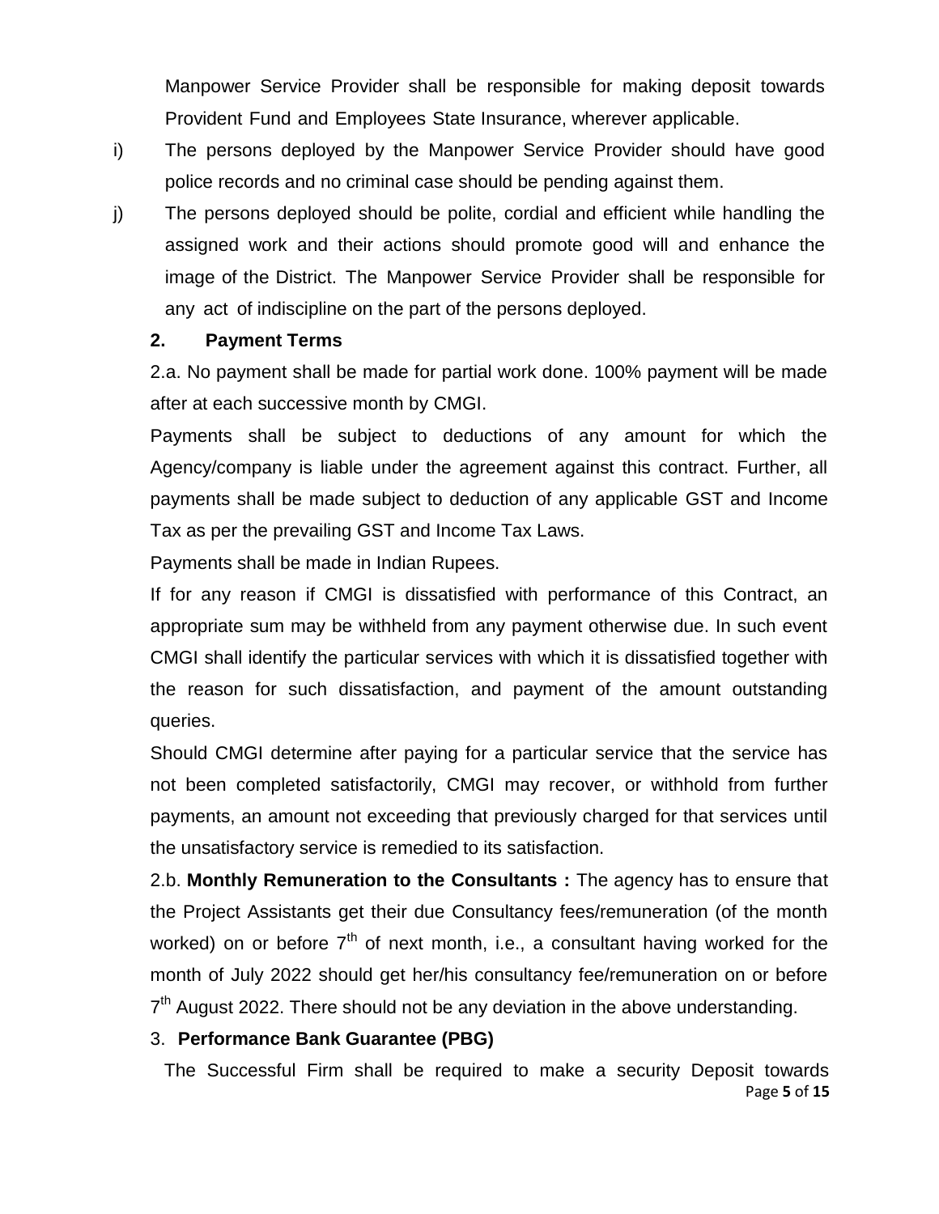Manpower Service Provider shall be responsible for making deposit towards Provident Fund and Employees State Insurance, wherever applicable.

i) The persons deployed by the Manpower Service Provider should have good police records and no criminal case should be pending against them.

j) The persons deployed should be polite, cordial and efficient while handling the assigned work and their actions should promote good will and enhance the image of the District. The Manpower Service Provider shall be responsible for any act of indiscipline on the part of the persons deployed.

**2. Payment Terms**

2.a. No payment shall be made for partial work done. 100% payment will be made after at each successive month by CMGI.

Payments shall be subject to deductions of any amount for which the Agency/company is liable under the agreement against this contract. Further, all payments shall be made subject to deduction of any applicable GST and Income Tax as per the prevailing GST and Income Tax Laws.

Payments shall be made in Indian Rupees.

If for any reason if CMGI is dissatisfied with performance of this Contract, an appropriate sum may be withheld from any payment otherwise due. In such event CMGI shall identify the particular services with which it is dissatisfied together with the reason for such dissatisfaction, and payment of the amount outstanding queries.

Should CMGI determine after paying for a particular service that the service has not been completed satisfactorily, CMGI may recover, or withhold from further payments, an amount not exceeding that previously charged for that services until the unsatisfactory service is remedied to its satisfaction.

2.b. **Monthly Remuneration to the Consultants :** The agency has to ensure that the Project Assistants get their due Consultancy fees/remuneration (of the month worked) on or before 7th of next month, i.e., a consultant having worked for the month of July 2022 should get her/his consultancy fee/remuneration on or before 7th August 2022. There should not be any deviation in the above understanding.

3. **Performance Bank Guarantee (PBG)**

The Successful Firm shall be required to make a security Deposit towards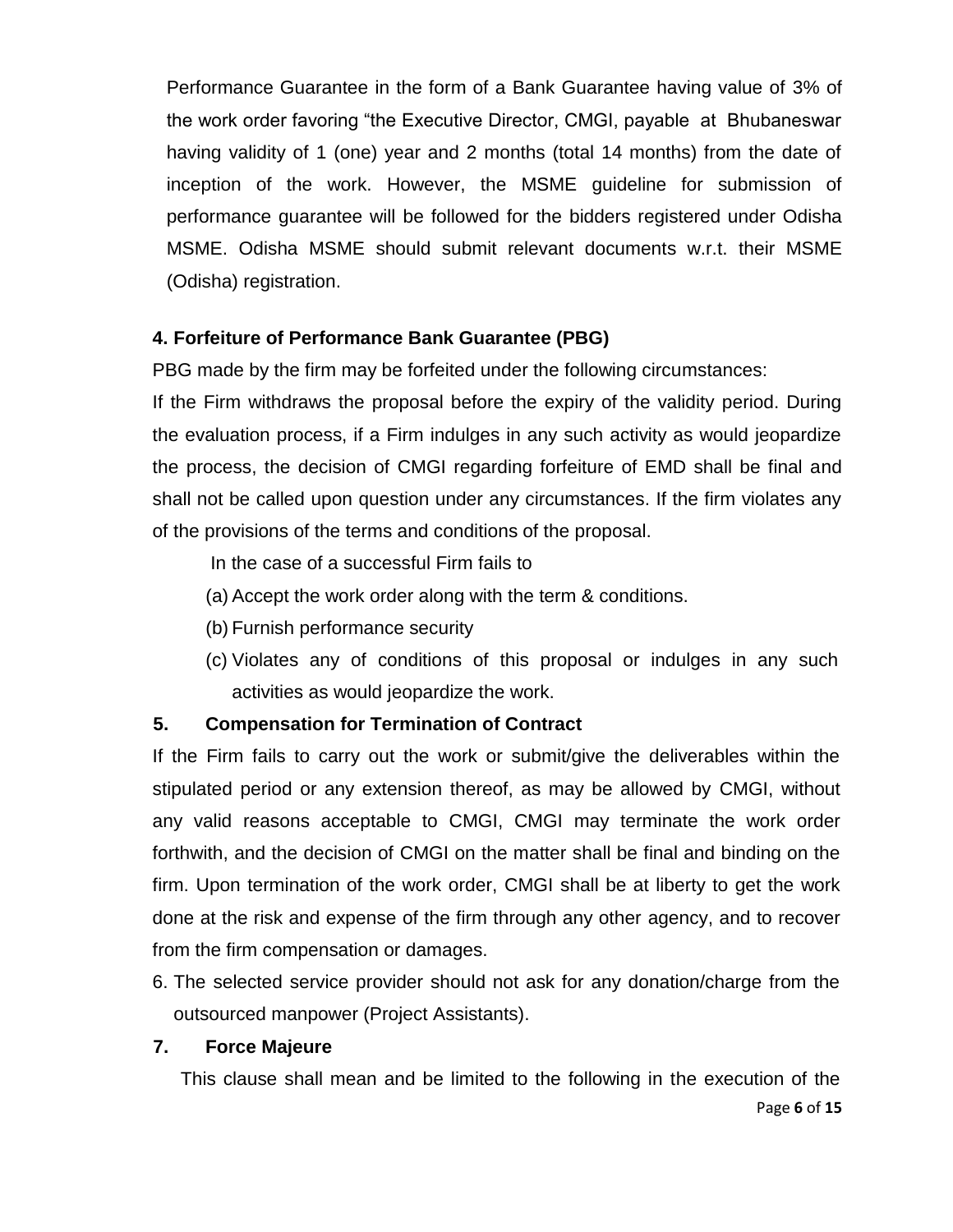Performance Guarantee in the form of a Bank Guarantee having value of 3% of the work order favoring "the Executive Director, CMGI, payable at Bhubaneswar having validity of 1 (one) year and 2 months (total 14 months) from the date of inception of the work. However, the MSME guideline for submission of performance guarantee will be followed for the bidders registered under Odisha MSME. Odisha MSME should submit relevant documents w.r.t. their MSME (Odisha) registration.

**4. Forfeiture of Performance Bank Guarantee (PBG)**

PBG made by the firm may be forfeited under the following circumstances:

If the Firm withdraws the proposal before the expiry of the validity period. During the evaluation process, if a Firm indulges in any such activity as would jeopardize the process, the decision of CMGI regarding forfeiture of EMD shall be final and shall not be called upon question under any circumstances. If the firm violates any of the provisions of the terms and conditions of the proposal.

In the case of a successful Firm fails to

(a) Accept the work order along with the term & conditions.

(b) Furnish performance security

(c) Violates any of conditions of this proposal or indulges in any such activities as would jeopardize the work.

**5. Compensation for Termination of Contract**

If the Firm fails to carry out the work or submit/give the deliverables within the stipulated period or any extension thereof, as may be allowed by CMGI, without any valid reasons acceptable to CMGI, CMGI may terminate the work order forthwith, and the decision of CMGI on the matter shall be final and binding on the firm. Upon termination of the work order, CMGI shall be at liberty to get the work done at the risk and expense of the firm through any other agency, and to recover from the firm compensation or damages.

6. The selected service provider should not ask for any donation/charge from the outsourced manpower (Project Assistants).

**7. Force Majeure**

This clause shall mean and be limited to the following in the execution of the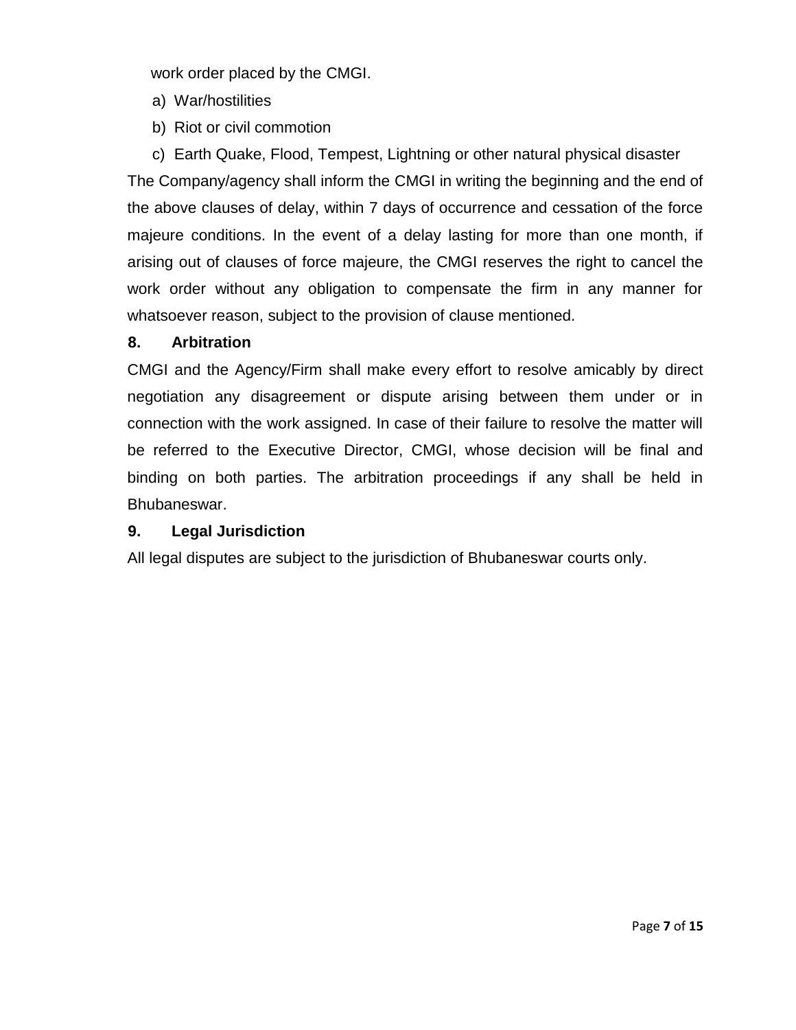work order placed by the CMGI.

a) War/hostilities
b) Riot or civil commotion
c) Earth Quake, Flood, Tempest, Lightning or other natural physical disaster

The Company/agency shall inform the CMGI in writing the beginning and the end of the above clauses of delay, within 7 days of occurrence and cessation of the force majeure conditions. In the event of a delay lasting for more than one month, if arising out of clauses of force majeure, the CMGI reserves the right to cancel the work order without any obligation to compensate the firm in any manner for whatsoever reason, subject to the provision of clause mentioned.

**8. Arbitration**

CMGI and the Agency/Firm shall make every effort to resolve amicably by direct negotiation any disagreement or dispute arising between them under or in connection with the work assigned. In case of their failure to resolve the matter will be referred to the Executive Director, CMGI, whose decision will be final and binding on both parties. The arbitration proceedings if any shall be held in Bhubaneswar.

**9. Legal Jurisdiction**

All legal disputes are subject to the jurisdiction of Bhubaneswar courts only.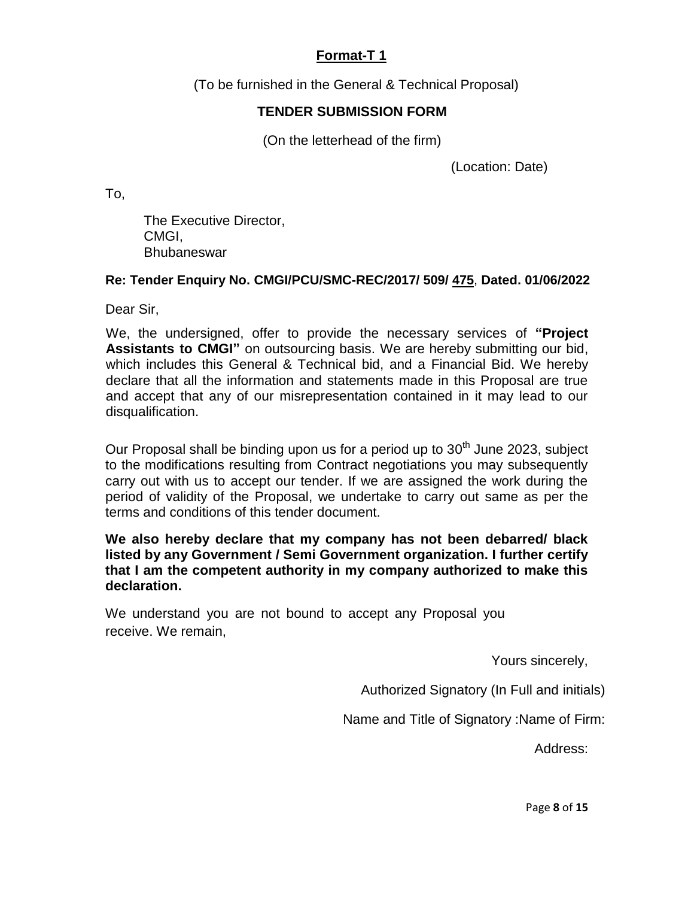**Format-T 1**

(To be furnished in the General & Technical Proposal)

**TENDER SUBMISSION FORM**

(On the letterhead of the firm)

(Location: Date)

To,

The Executive Director,
CMGI,
Bhubaneswar

**Re: Tender Enquiry No. CMGI/PCU/SMC-REC/2017/ 509/ 475, Dated. 01/06/2022**

Dear Sir,

We, the undersigned, offer to provide the necessary services of **"Project Assistants to CMGI"** on outsourcing basis. We are hereby submitting our bid, which includes this General & Technical bid, and a Financial Bid. We hereby declare that all the information and statements made in this Proposal are true and accept that any of our misrepresentation contained in it may lead to our disqualification.

Our Proposal shall be binding upon us for a period up to 30th June 2023, subject to the modifications resulting from Contract negotiations you may subsequently carry out with us to accept our tender. If we are assigned the work during the period of validity of the Proposal, we undertake to carry out same as per the terms and conditions of this tender document.

**We also hereby declare that my company has not been debarred/ black listed by any Government / Semi Government organization. I further certify that I am the competent authority in my company authorized to make this declaration.**

We understand you are not bound to accept any Proposal you receive. We remain,

Yours sincerely,

Authorized Signatory (In Full and initials)

Name and Title of Signatory :Name of Firm:

Address: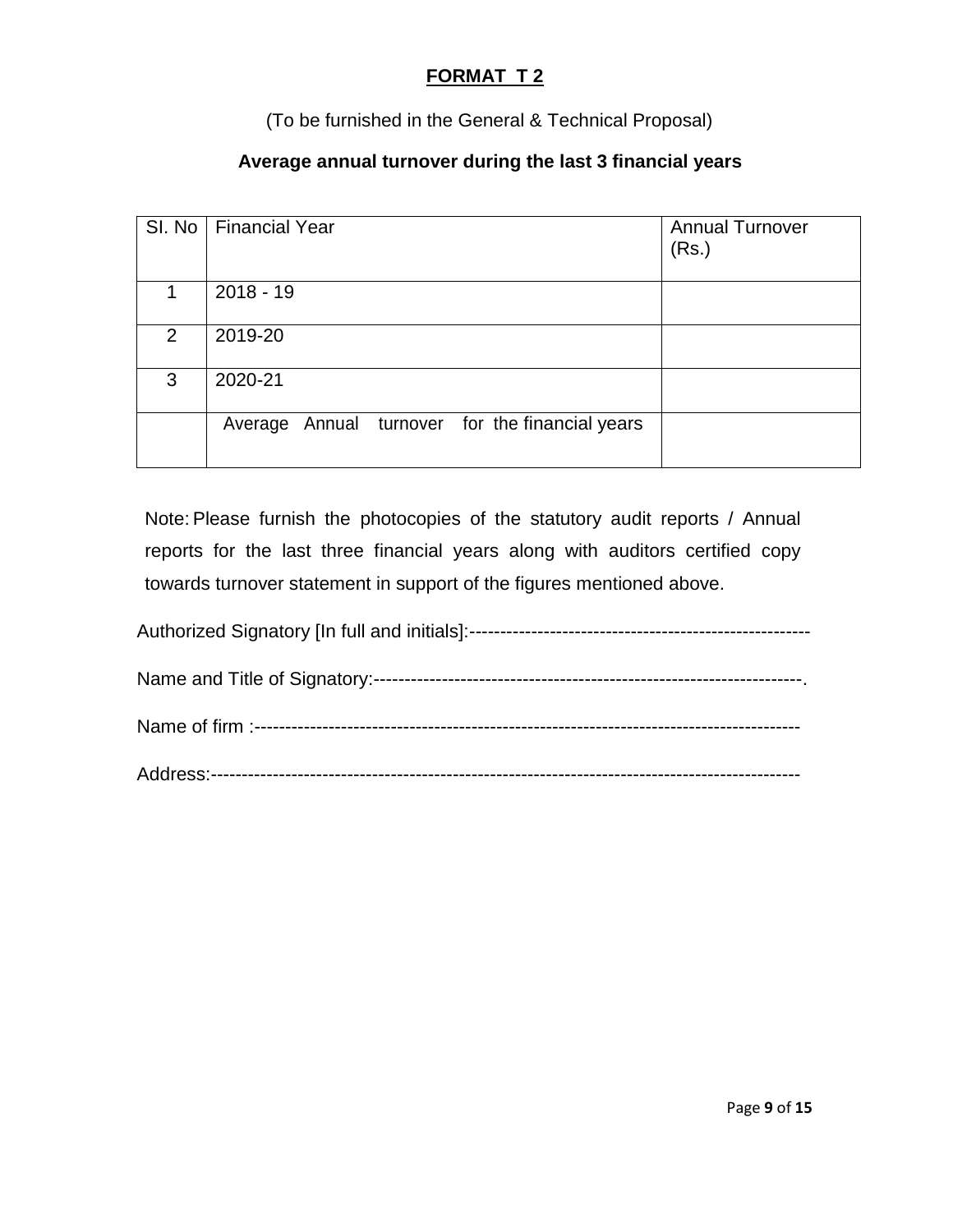**FORMAT T 2**

(To be furnished in the General & Technical Proposal)

**Average annual turnover during the last 3 financial years**

| SI. No | Financial Year | Annual Turnover (Rs.) |
|---|---|---|
| 1 | 2018 - 19 | |
| 2 | 2019-20 | |
| 3 | 2020-21 | |
| | Average Annual turnover for the financial years | |

Note: Please furnish the photocopies of the statutory audit reports / Annual reports for the last three financial years along with auditors certified copy towards turnover statement in support of the figures mentioned above.

Authorized Signatory [In full and initials]:-------------------------------------------------------

Name and Title of Signatory:--------------------------------------------------------------------.

Name of firm :-----------------------------------------------------------------------------------

Address:-----------------------------------------------------------------------------------------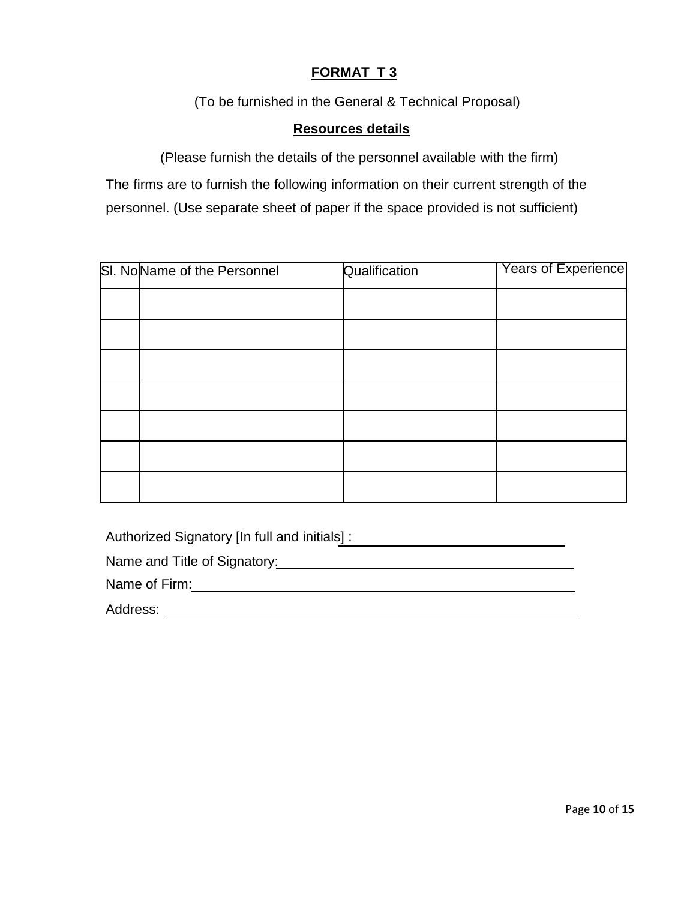**FORMAT T 3**

(To be furnished in the General & Technical Proposal)

**Resources details**

(Please furnish the details of the personnel available with the firm)

The firms are to furnish the following information on their current strength of the personnel. (Use separate sheet of paper if the space provided is not sufficient)

| Sl. No | Name of the Personnel | Qualification | Years of Experience |
|---|---|---|---|
| | | | |
| | | | |
| | | | |
| | | | |
| | | | |
| | | | |
| | | | |

Authorized Signatory [In full and initials] : ______________________________

Name and Title of Signatory: ______________________________

Name of Firm: ______________________________

Address: ______________________________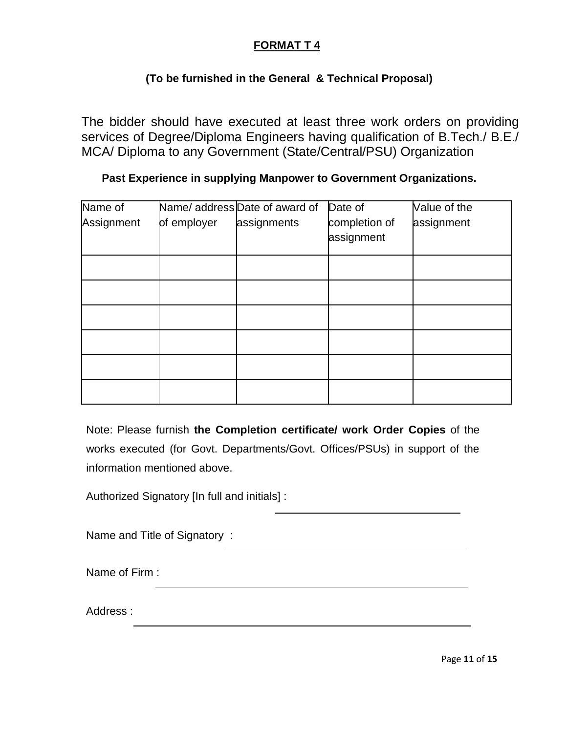## **FORMAT T 4**

**(To be furnished in the General & Technical Proposal)**

The bidder should have executed at least three work orders on providing services of Degree/Diploma Engineers having qualification of B.Tech./ B.E./ MCA/ Diploma to any Government (State/Central/PSU) Organization

**Past Experience in supplying Manpower to Government Organizations.**

| Name of Assignment | Name/ address of employer | Date of award of assignments | Date of completion of assignment | Value of the assignment |
|---|---|---|---|---|
| | | | | |
| | | | | |
| | | | | |
| | | | | |
| | | | | |
| | | | | |

Note: Please furnish **the Completion certificate/ work Order Copies** of the works executed (for Govt. Departments/Govt. Offices/PSUs) in support of the information mentioned above.

Authorized Signatory [In full and initials] : ____________________

Name and Title of Signatory : ____________________

Name of Firm : ____________________

Address : ____________________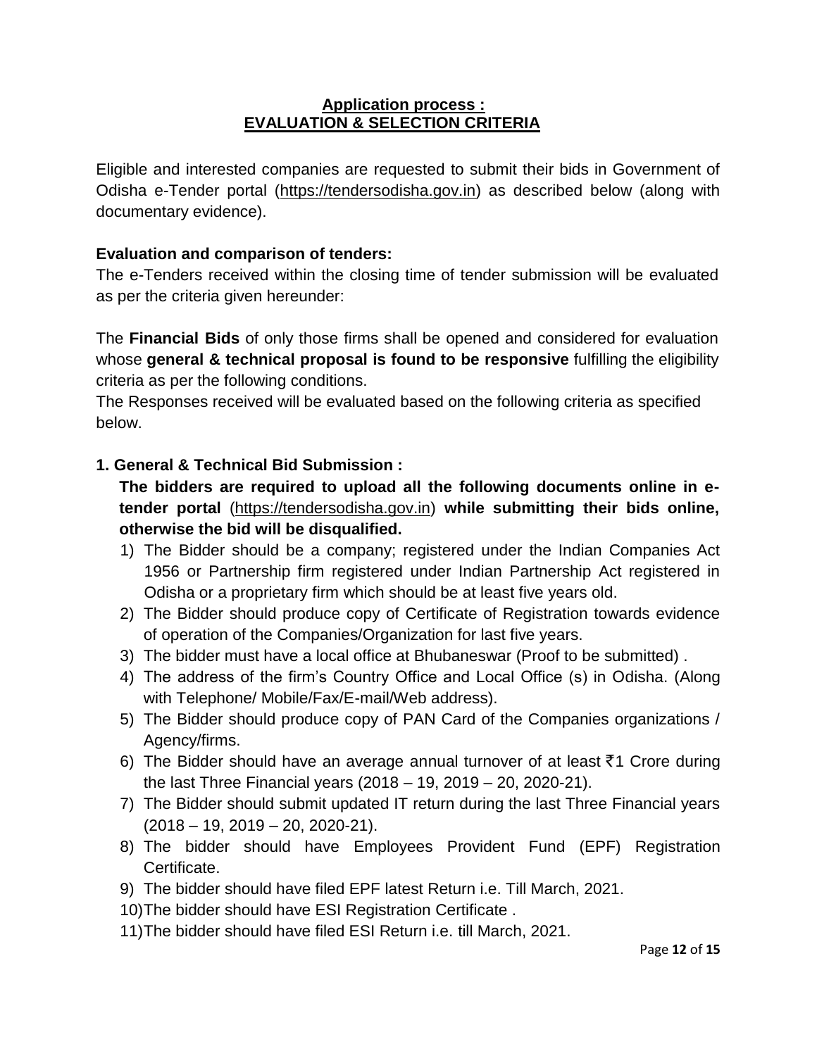**Application process :**
**EVALUATION & SELECTION CRITERIA**

Eligible and interested companies are requested to submit their bids in Government of Odisha e-Tender portal (https://tendersodisha.gov.in) as described below (along with documentary evidence).

**Evaluation and comparison of tenders:**

The e-Tenders received within the closing time of tender submission will be evaluated as per the criteria given hereunder:

The **Financial Bids** of only those firms shall be opened and considered for evaluation whose **general & technical proposal is found to be responsive** fulfilling the eligibility criteria as per the following conditions.

The Responses received will be evaluated based on the following criteria as specified below.

**1. General & Technical Bid Submission :**

**The bidders are required to upload all the following documents online in e-tender portal** (https://tendersodisha.gov.in) **while submitting their bids online, otherwise the bid will be disqualified.**

1) The Bidder should be a company; registered under the Indian Companies Act 1956 or Partnership firm registered under Indian Partnership Act registered in Odisha or a proprietary firm which should be at least five years old.
2) The Bidder should produce copy of Certificate of Registration towards evidence of operation of the Companies/Organization for last five years.
3) The bidder must have a local office at Bhubaneswar (Proof to be submitted) .
4) The address of the firm's Country Office and Local Office (s) in Odisha. (Along with Telephone/ Mobile/Fax/E-mail/Web address).
5) The Bidder should produce copy of PAN Card of the Companies organizations / Agency/firms.
6) The Bidder should have an average annual turnover of at least ₹1 Crore during the last Three Financial years (2018 – 19, 2019 – 20, 2020-21).
7) The Bidder should submit updated IT return during the last Three Financial years (2018 – 19, 2019 – 20, 2020-21).
8) The bidder should have Employees Provident Fund (EPF) Registration Certificate.
9) The bidder should have filed EPF latest Return i.e. Till March, 2021.
10) The bidder should have ESI Registration Certificate .
11) The bidder should have filed ESI Return i.e. till March, 2021.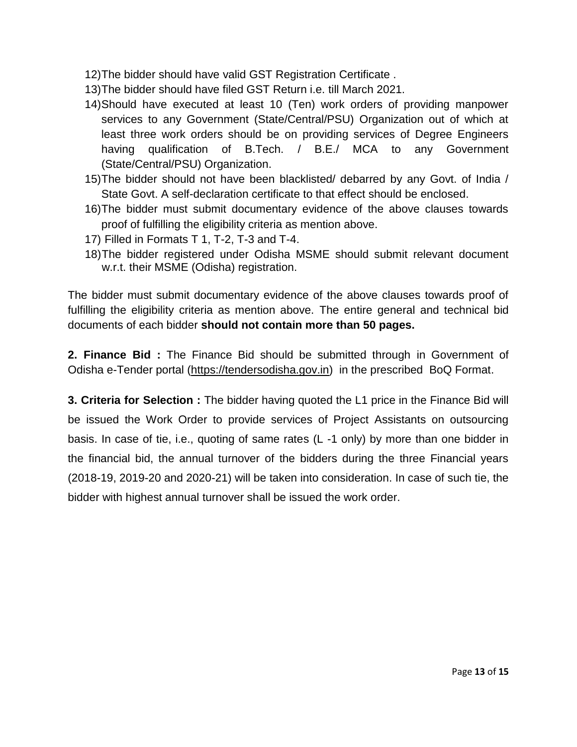12) The bidder should have valid GST Registration Certificate .
13) The bidder should have filed GST Return i.e. till March 2021.
14) Should have executed at least 10 (Ten) work orders of providing manpower services to any Government (State/Central/PSU) Organization out of which at least three work orders should be on providing services of Degree Engineers having qualification of B.Tech. / B.E./ MCA to any Government (State/Central/PSU) Organization.
15) The bidder should not have been blacklisted/ debarred by any Govt. of India / State Govt. A self-declaration certificate to that effect should be enclosed.
16) The bidder must submit documentary evidence of the above clauses towards proof of fulfilling the eligibility criteria as mention above.
17) Filled in Formats T 1, T-2, T-3 and T-4.
18) The bidder registered under Odisha MSME should submit relevant document w.r.t. their MSME (Odisha) registration.

The bidder must submit documentary evidence of the above clauses towards proof of fulfilling the eligibility criteria as mention above. The entire general and technical bid documents of each bidder **should not contain more than 50 pages.**

**2. Finance Bid :** The Finance Bid should be submitted through in Government of Odisha e-Tender portal (https://tendersodisha.gov.in) in the prescribed BoQ Format.

**3. Criteria for Selection :** The bidder having quoted the L1 price in the Finance Bid will be issued the Work Order to provide services of Project Assistants on outsourcing basis. In case of tie, i.e., quoting of same rates (L -1 only) by more than one bidder in the financial bid, the annual turnover of the bidders during the three Financial years (2018-19, 2019-20 and 2020-21) will be taken into consideration. In case of such tie, the bidder with highest annual turnover shall be issued the work order.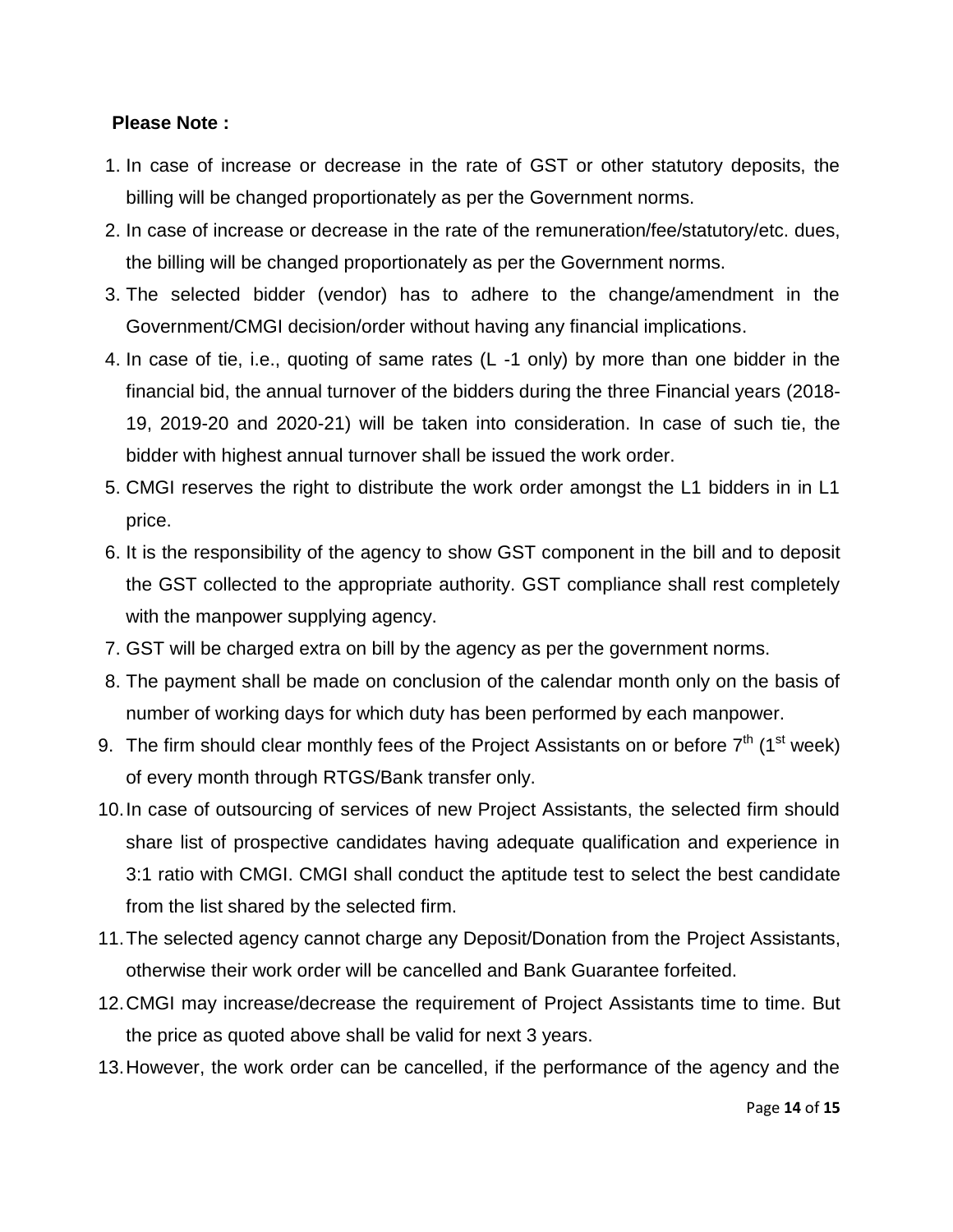**Please Note :**

1. In case of increase or decrease in the rate of GST or other statutory deposits, the billing will be changed proportionately as per the Government norms.
2. In case of increase or decrease in the rate of the remuneration/fee/statutory/etc. dues, the billing will be changed proportionately as per the Government norms.
3. The selected bidder (vendor) has to adhere to the change/amendment in the Government/CMGI decision/order without having any financial implications.
4. In case of tie, i.e., quoting of same rates (L -1 only) by more than one bidder in the financial bid, the annual turnover of the bidders during the three Financial years (2018-19, 2019-20 and 2020-21) will be taken into consideration. In case of such tie, the bidder with highest annual turnover shall be issued the work order.
5. CMGI reserves the right to distribute the work order amongst the L1 bidders in in L1 price.
6. It is the responsibility of the agency to show GST component in the bill and to deposit the GST collected to the appropriate authority. GST compliance shall rest completely with the manpower supplying agency.
7. GST will be charged extra on bill by the agency as per the government norms.
8. The payment shall be made on conclusion of the calendar month only on the basis of number of working days for which duty has been performed by each manpower.
9. The firm should clear monthly fees of the Project Assistants on or before 7th (1st week) of every month through RTGS/Bank transfer only.
10. In case of outsourcing of services of new Project Assistants, the selected firm should share list of prospective candidates having adequate qualification and experience in 3:1 ratio with CMGI. CMGI shall conduct the aptitude test to select the best candidate from the list shared by the selected firm.
11. The selected agency cannot charge any Deposit/Donation from the Project Assistants, otherwise their work order will be cancelled and Bank Guarantee forfeited.
12. CMGI may increase/decrease the requirement of Project Assistants time to time. But the price as quoted above shall be valid for next 3 years.
13. However, the work order can be cancelled, if the performance of the agency and the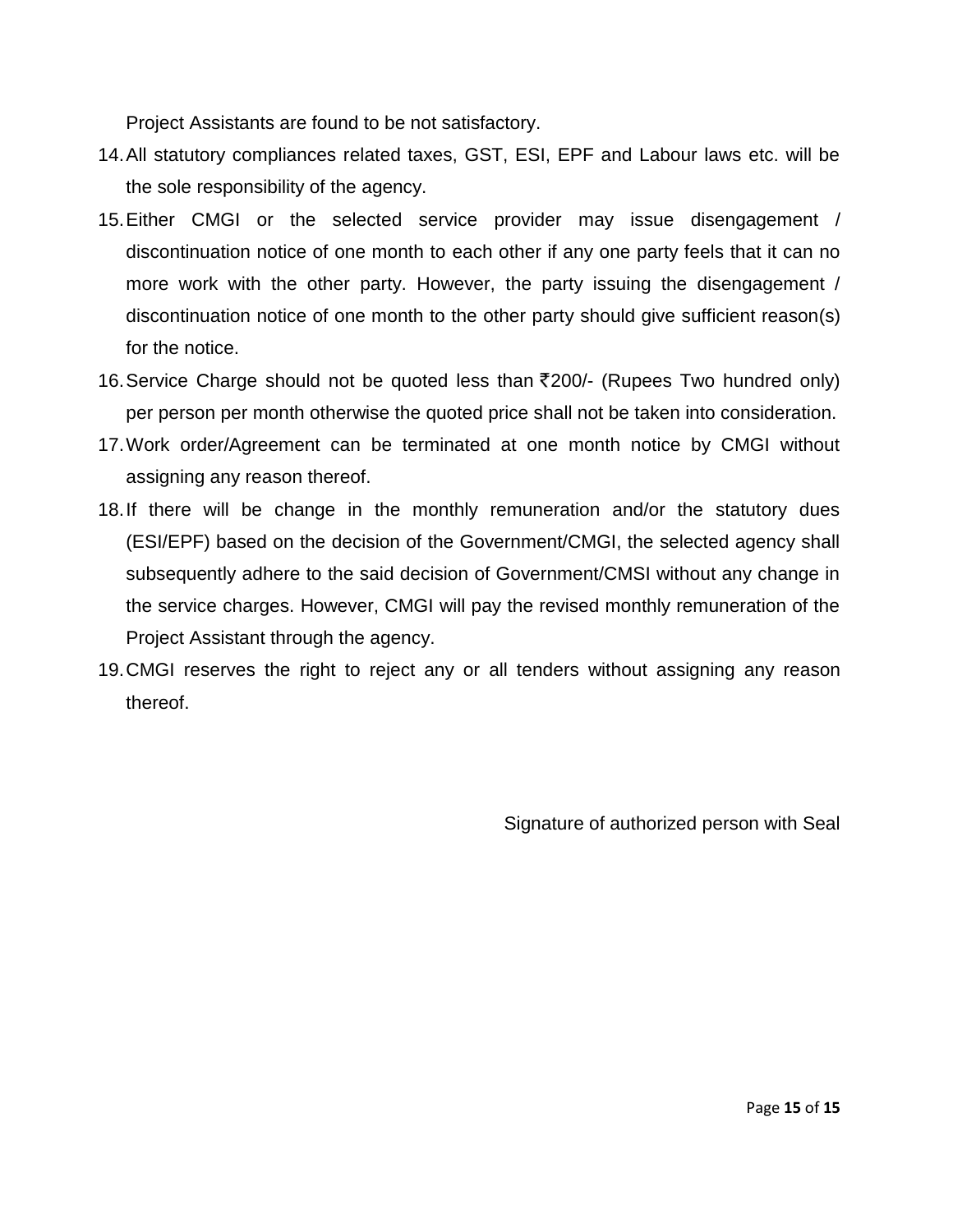Project Assistants are found to be not satisfactory.

14. All statutory compliances related taxes, GST, ESI, EPF and Labour laws etc. will be the sole responsibility of the agency.
15. Either CMGI or the selected service provider may issue disengagement / discontinuation notice of one month to each other if any one party feels that it can no more work with the other party. However, the party issuing the disengagement / discontinuation notice of one month to the other party should give sufficient reason(s) for the notice.
16. Service Charge should not be quoted less than ₹200/- (Rupees Two hundred only) per person per month otherwise the quoted price shall not be taken into consideration.
17. Work order/Agreement can be terminated at one month notice by CMGI without assigning any reason thereof.
18. If there will be change in the monthly remuneration and/or the statutory dues (ESI/EPF) based on the decision of the Government/CMGI, the selected agency shall subsequently adhere to the said decision of Government/CMSI without any change in the service charges. However, CMGI will pay the revised monthly remuneration of the Project Assistant through the agency.
19. CMGI reserves the right to reject any or all tenders without assigning any reason thereof.

Signature of authorized person with Seal